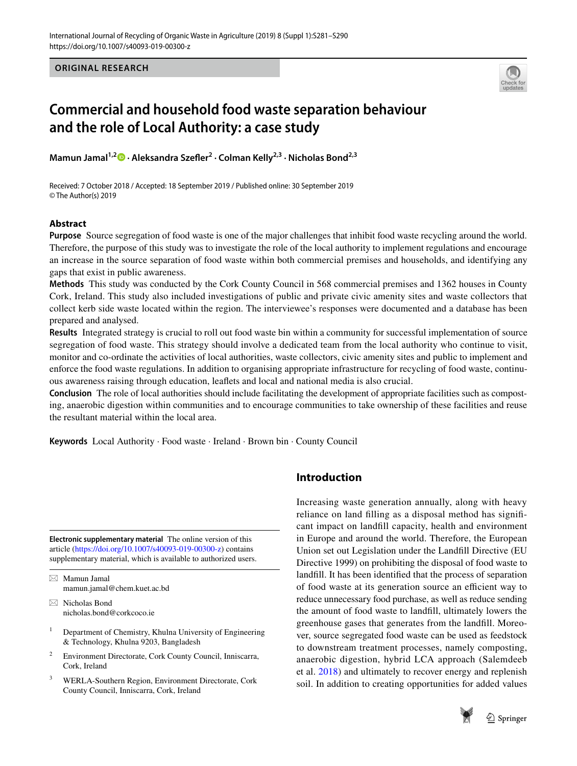ORIGINAL RESEARCH

# Commercial and household food waste separation behaviour and the role of Local Authority: a case study

**Mamun Jamal[1,2] · Aleksandra Szefler[2] · Colman Kelly[2,3] · Nicholas Bond[2,3]**

Received: 7 October 2018 / Accepted: 18 September 2019 / Published online: 30 September 2019
© The Author(s) 2019

## Abstract

**Purpose** Source segregation of food waste is one of the major challenges that inhibit food waste recycling around the world. Therefore, the purpose of this study was to investigate the role of the local authority to implement regulations and encourage an increase in the source separation of food waste within both commercial premises and households, and identifying any gaps that exist in public awareness.

**Methods** This study was conducted by the Cork County Council in 568 commercial premises and 1362 houses in County Cork, Ireland. This study also included investigations of public and private civic amenity sites and waste collectors that collect kerb side waste located within the region. The interviewee's responses were documented and a database has been prepared and analysed.

**Results** Integrated strategy is crucial to roll out food waste bin within a community for successful implementation of source segregation of food waste. This strategy should involve a dedicated team from the local authority who continue to visit, monitor and co-ordinate the activities of local authorities, waste collectors, civic amenity sites and public to implement and enforce the food waste regulations. In addition to organising appropriate infrastructure for recycling of food waste, continuous awareness raising through education, leaflets and local and national media is also crucial.

**Conclusion** The role of local authorities should include facilitating the development of appropriate facilities such as composting, anaerobic digestion within communities and to encourage communities to take ownership of these facilities and reuse the resultant material within the local area.

**Keywords** Local Authority · Food waste · Ireland · Brown bin · County Council

## Introduction

Increasing waste generation annually, along with heavy reliance on land filling as a disposal method has significant impact on landfill capacity, health and environment in Europe and around the world. Therefore, the European Union set out Legislation under the Landfill Directive (EU Directive 1999) on prohibiting the disposal of food waste to landfill. It has been identified that the process of separation of food waste at its generation source an efficient way to reduce unnecessary food purchase, as well as reduce sending the amount of food waste to landfill, ultimately lowers the greenhouse gases that generates from the landfill. Moreover, source segregated food waste can be used as feedstock to downstream treatment processes, namely composting, anaerobic digestion, hybrid LCA approach (Salemdeeb et al. 2018) and ultimately to recover energy and replenish soil. In addition to creating opportunities for added values

---

**Electronic supplementary material** The online version of this article (https://doi.org/10.1007/s40093-019-00300-z) contains supplementary material, which is available to authorized users.

✉ Mamun Jamal
mamun.jamal@chem.kuet.ac.bd

✉ Nicholas Bond
nicholas.bond@corkcoco.ie

[1] Department of Chemistry, Khulna University of Engineering & Technology, Khulna 9203, Bangladesh

[2] Environment Directorate, Cork County Council, Inniscarra, Cork, Ireland

[3] WERLA-Southern Region, Environment Directorate, Cork County Council, Inniscarra, Cork, Ireland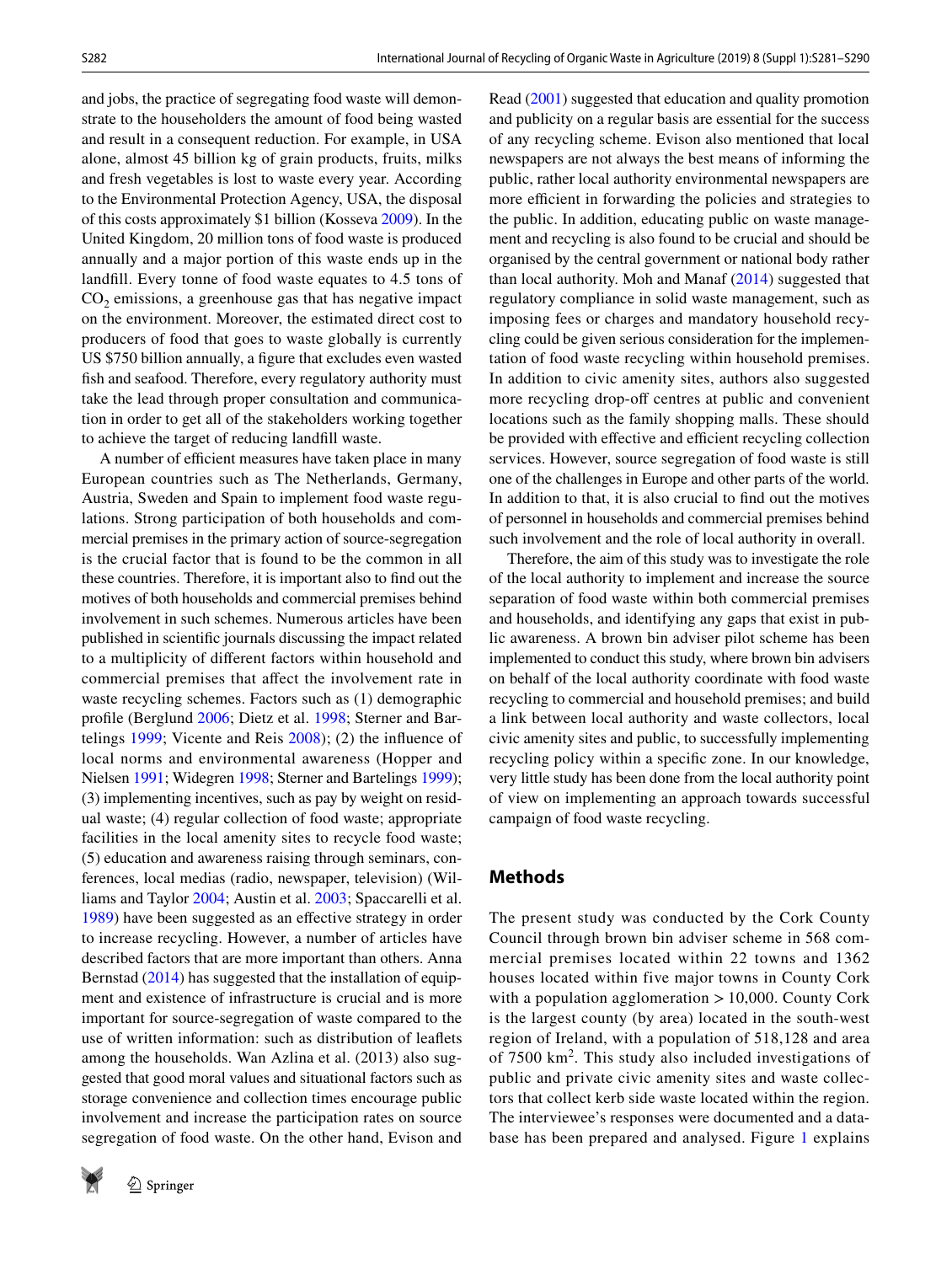and jobs, the practice of segregating food waste will demonstrate to the householders the amount of food being wasted and result in a consequent reduction. For example, in USA alone, almost 45 billion kg of grain products, fruits, milks and fresh vegetables is lost to waste every year. According to the Environmental Protection Agency, USA, the disposal of this costs approximately $1 billion (Kosseva 2009). In the United Kingdom, 20 million tons of food waste is produced annually and a major portion of this waste ends up in the landfill. Every tonne of food waste equates to 4.5 tons of $CO_2$ emissions, a greenhouse gas that has negative impact on the environment. Moreover, the estimated direct cost to producers of food that goes to waste globally is currently US $750 billion annually, a figure that excludes even wasted fish and seafood. Therefore, every regulatory authority must take the lead through proper consultation and communication in order to get all of the stakeholders working together to achieve the target of reducing landfill waste.

A number of efficient measures have taken place in many European countries such as The Netherlands, Germany, Austria, Sweden and Spain to implement food waste regulations. Strong participation of both households and commercial premises in the primary action of source-segregation is the crucial factor that is found to be the common in all these countries. Therefore, it is important also to find out the motives of both households and commercial premises behind involvement in such schemes. Numerous articles have been published in scientific journals discussing the impact related to a multiplicity of different factors within household and commercial premises that affect the involvement rate in waste recycling schemes. Factors such as (1) demographic profile (Berglund 2006; Dietz et al. 1998; Sterner and Bartelings 1999; Vicente and Reis 2008); (2) the influence of local norms and environmental awareness (Hopper and Nielsen 1991; Widegren 1998; Sterner and Bartelings 1999); (3) implementing incentives, such as pay by weight on residual waste; (4) regular collection of food waste; appropriate facilities in the local amenity sites to recycle food waste; (5) education and awareness raising through seminars, conferences, local medias (radio, newspaper, television) (Williams and Taylor 2004; Austin et al. 2003; Spaccarelli et al. 1989) have been suggested as an effective strategy in order to increase recycling. However, a number of articles have described factors that are more important than others. Anna Bernstad (2014) has suggested that the installation of equipment and existence of infrastructure is crucial and is more important for source-segregation of waste compared to the use of written information: such as distribution of leaflets among the households. Wan Azlina et al. (2013) also suggested that good moral values and situational factors such as storage convenience and collection times encourage public involvement and increase the participation rates on source segregation of food waste. On the other hand, Evison and Read (2001) suggested that education and quality promotion and publicity on a regular basis are essential for the success of any recycling scheme. Evison also mentioned that local newspapers are not always the best means of informing the public, rather local authority environmental newspapers are more efficient in forwarding the policies and strategies to the public. In addition, educating public on waste management and recycling is also found to be crucial and should be organised by the central government or national body rather than local authority. Moh and Manaf (2014) suggested that regulatory compliance in solid waste management, such as imposing fees or charges and mandatory household recycling could be given serious consideration for the implementation of food waste recycling within household premises. In addition to civic amenity sites, authors also suggested more recycling drop-off centres at public and convenient locations such as the family shopping malls. These should be provided with effective and efficient recycling collection services. However, source segregation of food waste is still one of the challenges in Europe and other parts of the world. In addition to that, it is also crucial to find out the motives of personnel in households and commercial premises behind such involvement and the role of local authority in overall.

Therefore, the aim of this study was to investigate the role of the local authority to implement and increase the source separation of food waste within both commercial premises and households, and identifying any gaps that exist in public awareness. A brown bin adviser pilot scheme has been implemented to conduct this study, where brown bin advisers on behalf of the local authority coordinate with food waste recycling to commercial and household premises; and build a link between local authority and waste collectors, local civic amenity sites and public, to successfully implementing recycling policy within a specific zone. In our knowledge, very little study has been done from the local authority point of view on implementing an approach towards successful campaign of food waste recycling.

## Methods

The present study was conducted by the Cork County Council through brown bin adviser scheme in 568 commercial premises located within 22 towns and 1362 houses located within five major towns in County Cork with a population agglomeration > 10,000. County Cork is the largest county (by area) located in the south-west region of Ireland, with a population of 518,128 and area of 7500 km$^2$. This study also included investigations of public and private civic amenity sites and waste collectors that collect kerb side waste located within the region. The interviewee's responses were documented and a database has been prepared and analysed. Figure 1 explains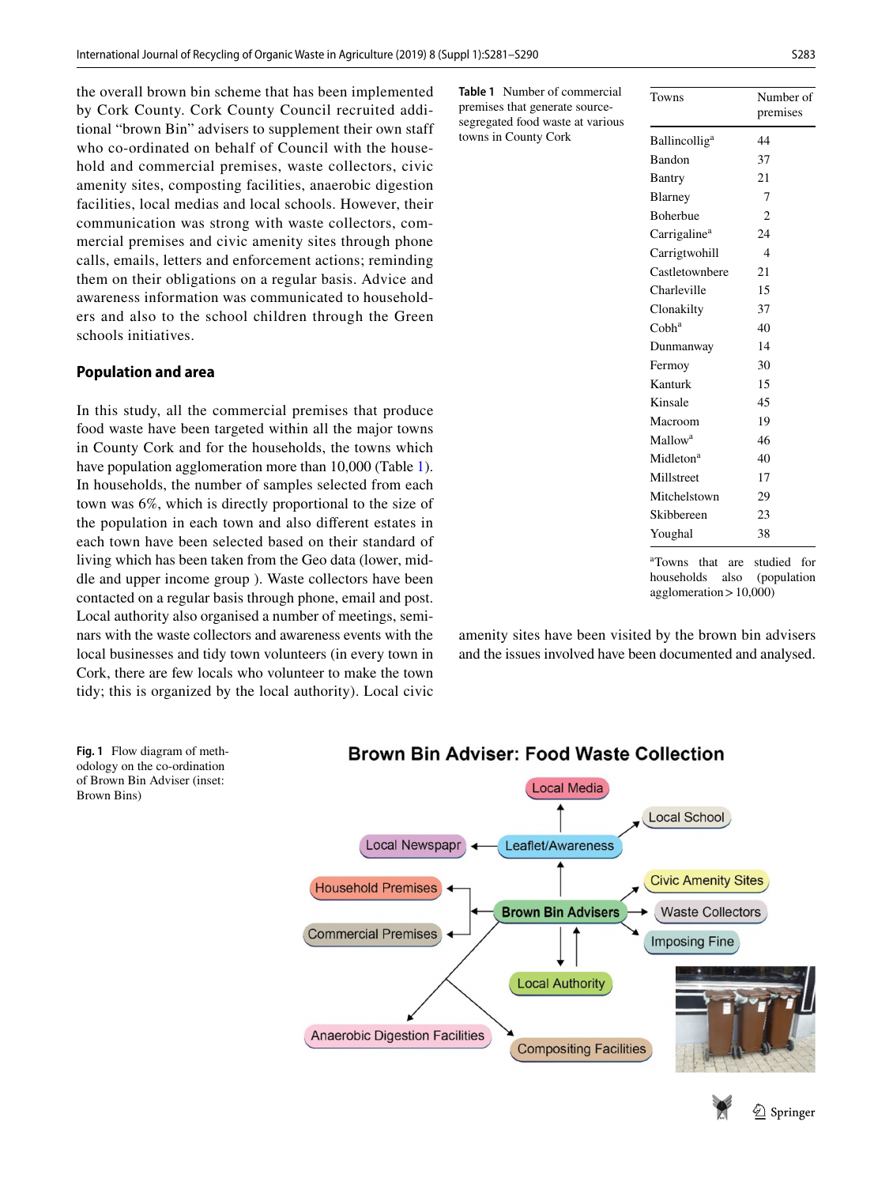the overall brown bin scheme that has been implemented by Cork County. Cork County Council recruited additional "brown Bin" advisers to supplement their own staff who co-ordinated on behalf of Council with the household and commercial premises, waste collectors, civic amenity sites, composting facilities, anaerobic digestion facilities, local medias and local schools. However, their communication was strong with waste collectors, commercial premises and civic amenity sites through phone calls, emails, letters and enforcement actions; reminding them on their obligations on a regular basis. Advice and awareness information was communicated to householders and also to the school children through the Green schools initiatives.

## Population and area

In this study, all the commercial premises that produce food waste have been targeted within all the major towns in County Cork and for the households, the towns which have population agglomeration more than 10,000 (Table 1). In households, the number of samples selected from each town was 6%, which is directly proportional to the size of the population in each town and also different estates in each town have been selected based on their standard of living which has been taken from the Geo data (lower, middle and upper income group ). Waste collectors have been contacted on a regular basis through phone, email and post. Local authority also organised a number of meetings, seminars with the waste collectors and awareness events with the local businesses and tidy town volunteers (in every town in Cork, there are few locals who volunteer to make the town tidy; this is organized by the local authority). Local civic amenity sites have been visited by the brown bin advisers and the issues involved have been documented and analysed.

**Table 1** Number of commercial premises that generate source-segregated food waste at various towns in County Cork

| Towns | Number of premises |
|---|---|
| Ballincollig[a] | 44 |
| Bandon | 37 |
| Bantry | 21 |
| Blarney | 7 |
| Boherbue | 2 |
| Carrigaline[a] | 24 |
| Carrigtwohill | 4 |
| Castletownbere | 21 |
| Charleville | 15 |
| Clonakilty | 37 |
| Cobh[a] | 40 |
| Dunmanway | 14 |
| Fermoy | 30 |
| Kanturk | 15 |
| Kinsale | 45 |
| Macroom | 19 |
| Mallow[a] | 46 |
| Midleton[a] | 40 |
| Millstreet | 17 |
| Mitchelstown | 29 |
| Skibbereen | 23 |
| Youghal | 38 |

[a]Towns that are studied for households also (population agglomeration > 10,000)

**Fig. 1** Flow diagram of methodology on the co-ordination of Brown Bin Adviser (inset: Brown Bins)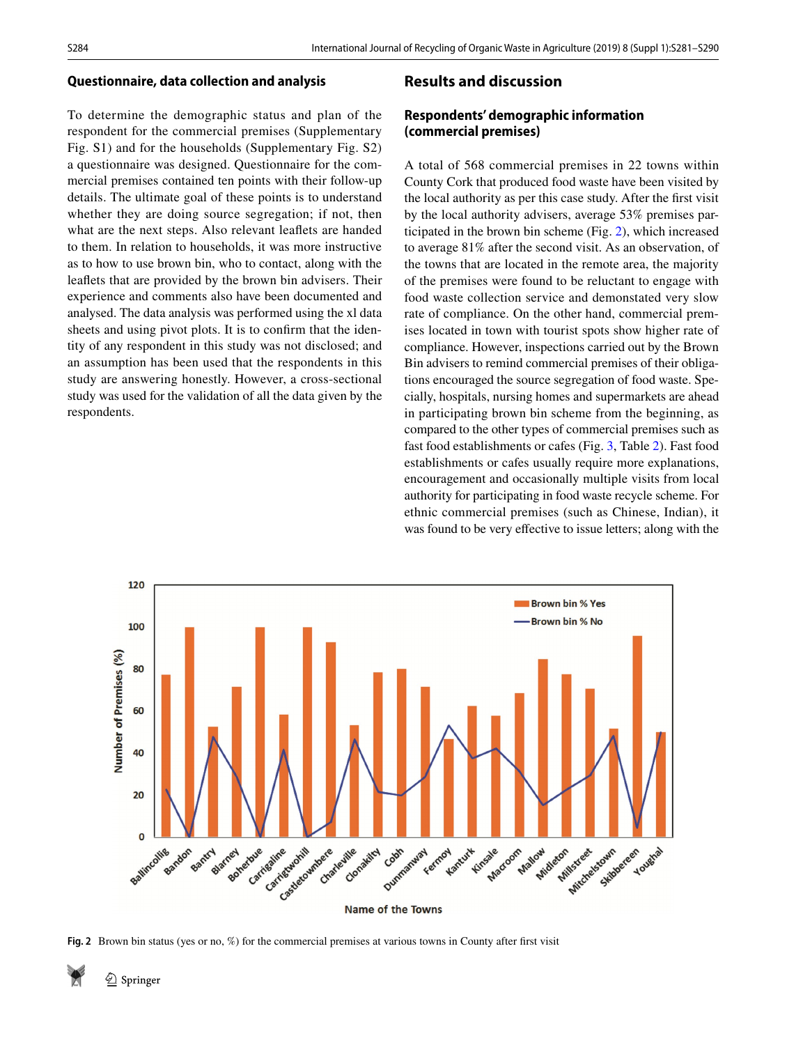### Questionnaire, data collection and analysis

To determine the demographic status and plan of the respondent for the commercial premises (Supplementary Fig. S1) and for the households (Supplementary Fig. S2) a questionnaire was designed. Questionnaire for the commercial premises contained ten points with their follow-up details. The ultimate goal of these points is to understand whether they are doing source segregation; if not, then what are the next steps. Also relevant leaflets are handed to them. In relation to households, it was more instructive as to how to use brown bin, who to contact, along with the leaflets that are provided by the brown bin advisers. Their experience and comments also have been documented and analysed. The data analysis was performed using the xl data sheets and using pivot plots. It is to confirm that the identity of any respondent in this study was not disclosed; and an assumption has been used that the respondents in this study are answering honestly. However, a cross-sectional study was used for the validation of all the data given by the respondents.

## Results and discussion

### Respondents' demographic information (commercial premises)

A total of 568 commercial premises in 22 towns within County Cork that produced food waste have been visited by the local authority as per this case study. After the first visit by the local authority advisers, average 53% premises participated in the brown bin scheme (Fig. 2), which increased to average 81% after the second visit. As an observation, of the towns that are located in the remote area, the majority of the premises were found to be reluctant to engage with food waste collection service and demonstated very slow rate of compliance. On the other hand, commercial premises located in town with tourist spots show higher rate of compliance. However, inspections carried out by the Brown Bin advisers to remind commercial premises of their obligations encouraged the source segregation of food waste. Specially, hospitals, nursing homes and supermarkets are ahead in participating brown bin scheme from the beginning, as compared to the other types of commercial premises such as fast food establishments or cafes (Fig. 3, Table 2). Fast food establishments or cafes usually require more explanations, encouragement and occasionally multiple visits from local authority for participating in food waste recycle scheme. For ethnic commercial premises (such as Chinese, Indian), it was found to be very effective to issue letters; along with the

Fig. 2 Brown bin status (yes or no, %) for the commercial premises at various towns in County after first visit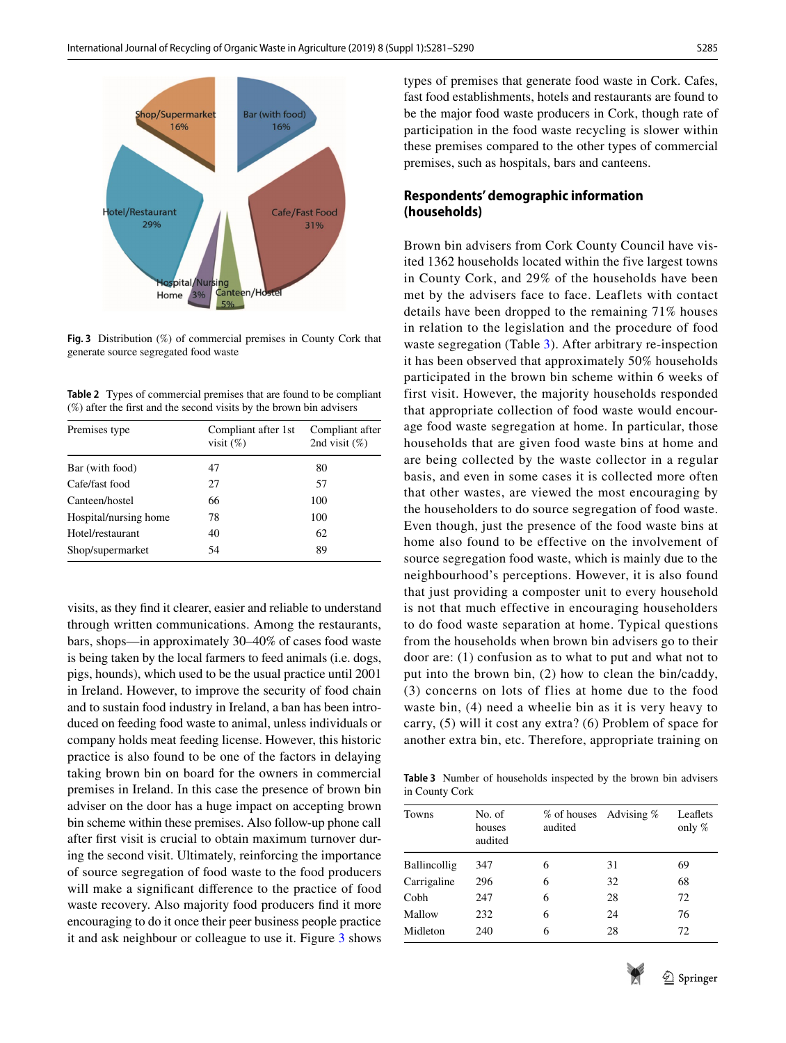Fig. 3 Distribution (%) of commercial premises in County Cork that generate source segregated food waste

**Table 2** Types of commercial premises that are found to be compliant (%) after the first and the second visits by the brown bin advisers

| Premises type | Compliant after 1st visit (%) | Compliant after 2nd visit (%) |
|---|---|---|
| Bar (with food) | 47 | 80 |
| Cafe/fast food | 27 | 57 |
| Canteen/hostel | 66 | 100 |
| Hospital/nursing home | 78 | 100 |
| Hotel/restaurant | 40 | 62 |
| Shop/supermarket | 54 | 89 |

visits, as they find it clearer, easier and reliable to understand through written communications. Among the restaurants, bars, shops—in approximately 30–40% of cases food waste is being taken by the local farmers to feed animals (i.e. dogs, pigs, hounds), which used to be the usual practice until 2001 in Ireland. However, to improve the security of food chain and to sustain food industry in Ireland, a ban has been introduced on feeding food waste to animal, unless individuals or company holds meat feeding license. However, this historic practice is also found to be one of the factors in delaying taking brown bin on board for the owners in commercial premises in Ireland. In this case the presence of brown bin adviser on the door has a huge impact on accepting brown bin scheme within these premises. Also follow-up phone call after first visit is crucial to obtain maximum turnover during the second visit. Ultimately, reinforcing the importance of source segregation of food waste to the food producers will make a significant difference to the practice of food waste recovery. Also majority food producers find it more encouraging to do it once their peer business people practice it and ask neighbour or colleague to use it. Figure 3 shows types of premises that generate food waste in Cork. Cafes, fast food establishments, hotels and restaurants are found to be the major food waste producers in Cork, though rate of participation in the food waste recycling is slower within these premises compared to the other types of commercial premises, such as hospitals, bars and canteens.

## Respondents' demographic information (households)

Brown bin advisers from Cork County Council have visited 1362 households located within the five largest towns in County Cork, and 29% of the households have been met by the advisers face to face. Leaflets with contact details have been dropped to the remaining 71% houses in relation to the legislation and the procedure of food waste segregation (Table 3). After arbitrary re-inspection it has been observed that approximately 50% households participated in the brown bin scheme within 6 weeks of first visit. However, the majority households responded that appropriate collection of food waste would encourage food waste segregation at home. In particular, those households that are given food waste bins at home and are being collected by the waste collector in a regular basis, and even in some cases it is collected more often that other wastes, are viewed the most encouraging by the householders to do source segregation of food waste. Even though, just the presence of the food waste bins at home also found to be effective on the involvement of source segregation food waste, which is mainly due to the neighbourhood's perceptions. However, it is also found that just providing a composter unit to every household is not that much effective in encouraging householders to do food waste separation at home. Typical questions from the households when brown bin advisers go to their door are: (1) confusion as to what to put and what not to put into the brown bin, (2) how to clean the bin/caddy, (3) concerns on lots of flies at home due to the food waste bin, (4) need a wheelie bin as it is very heavy to carry, (5) will it cost any extra? (6) Problem of space for another extra bin, etc. Therefore, appropriate training on

**Table 3** Number of households inspected by the brown bin advisers in County Cork

| Towns | No. of houses audited | % of houses audited | Advising % | Leaflets only % |
|---|---|---|---|---|
| Ballincollig | 347 | 6 | 31 | 69 |
| Carrigaline | 296 | 6 | 32 | 68 |
| Cobh | 247 | 6 | 28 | 72 |
| Mallow | 232 | 6 | 24 | 76 |
| Midleton | 240 | 6 | 28 | 72 |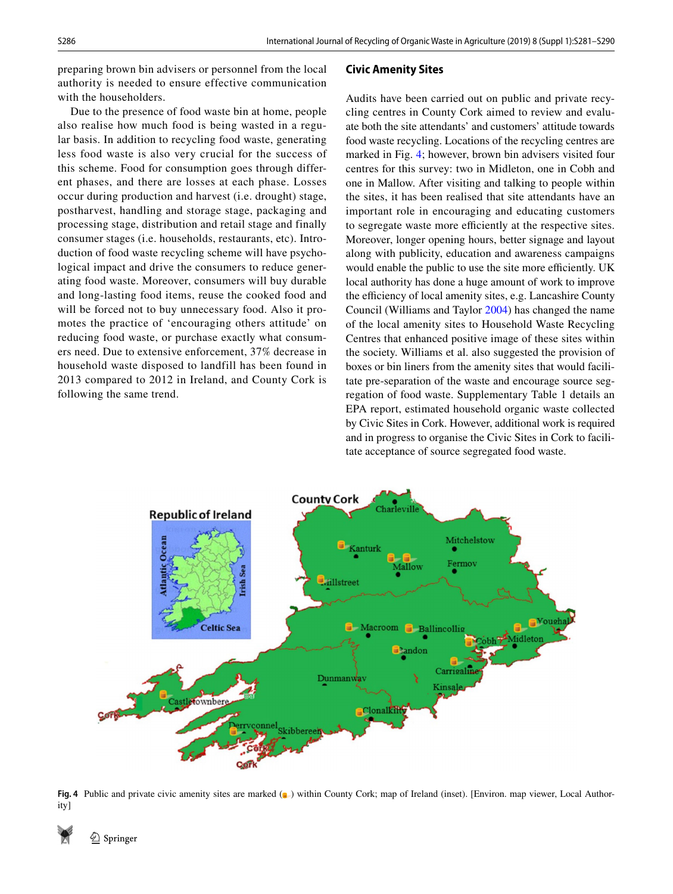preparing brown bin advisers or personnel from the local authority is needed to ensure effective communication with the householders.

Due to the presence of food waste bin at home, people also realise how much food is being wasted in a regular basis. In addition to recycling food waste, generating less food waste is also very crucial for the success of this scheme. Food for consumption goes through different phases, and there are losses at each phase. Losses occur during production and harvest (i.e. drought) stage, postharvest, handling and storage stage, packaging and processing stage, distribution and retail stage and finally consumer stages (i.e. households, restaurants, etc). Introduction of food waste recycling scheme will have psychological impact and drive the consumers to reduce generating food waste. Moreover, consumers will buy durable and long-lasting food items, reuse the cooked food and will be forced not to buy unnecessary food. Also it promotes the practice of 'encouraging others attitude' on reducing food waste, or purchase exactly what consumers need. Due to extensive enforcement, 37% decrease in household waste disposed to landfill has been found in 2013 compared to 2012 in Ireland, and County Cork is following the same trend.

## Civic Amenity Sites

Audits have been carried out on public and private recycling centres in County Cork aimed to review and evaluate both the site attendants' and customers' attitude towards food waste recycling. Locations of the recycling centres are marked in Fig. 4; however, brown bin advisers visited four centres for this survey: two in Midleton, one in Cobh and one in Mallow. After visiting and talking to people within the sites, it has been realised that site attendants have an important role in encouraging and educating customers to segregate waste more efficiently at the respective sites. Moreover, longer opening hours, better signage and layout along with publicity, education and awareness campaigns would enable the public to use the site more efficiently. UK local authority has done a huge amount of work to improve the efficiency of local amenity sites, e.g. Lancashire County Council (Williams and Taylor 2004) has changed the name of the local amenity sites to Household Waste Recycling Centres that enhanced positive image of these sites within the society. Williams et al. also suggested the provision of boxes or bin liners from the amenity sites that would facilitate pre-separation of the waste and encourage source segregation of food waste. Supplementary Table 1 details an EPA report, estimated household organic waste collected by Civic Sites in Cork. However, additional work is required and in progress to organise the Civic Sites in Cork to facilitate acceptance of source segregated food waste.

**Fig. 4** Public and private civic amenity sites are marked ( ) within County Cork; map of Ireland (inset). [Environ. map viewer, Local Authority]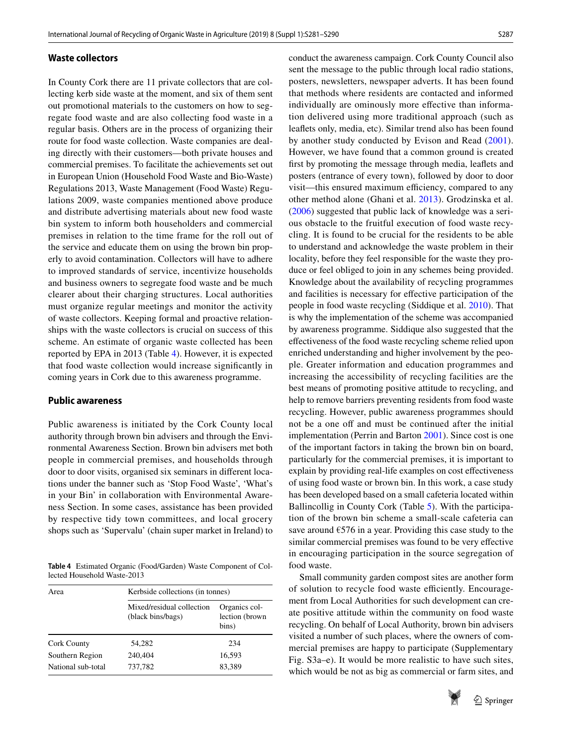## Waste collectors

In County Cork there are 11 private collectors that are collecting kerb side waste at the moment, and six of them sent out promotional materials to the customers on how to segregate food waste and are also collecting food waste in a regular basis. Others are in the process of organizing their route for food waste collection. Waste companies are dealing directly with their customers—both private houses and commercial premises. To facilitate the achievements set out in European Union (Household Food Waste and Bio-Waste) Regulations 2013, Waste Management (Food Waste) Regulations 2009, waste companies mentioned above produce and distribute advertising materials about new food waste bin system to inform both householders and commercial premises in relation to the time frame for the roll out of the service and educate them on using the brown bin properly to avoid contamination. Collectors will have to adhere to improved standards of service, incentivize households and business owners to segregate food waste and be much clearer about their charging structures. Local authorities must organize regular meetings and monitor the activity of waste collectors. Keeping formal and proactive relationships with the waste collectors is crucial on success of this scheme. An estimate of organic waste collected has been reported by EPA in 2013 (Table 4). However, it is expected that food waste collection would increase significantly in coming years in Cork due to this awareness programme.

## Public awareness

Public awareness is initiated by the Cork County local authority through brown bin advisers and through the Environmental Awareness Section. Brown bin advisers met both people in commercial premises, and households through door to door visits, organised six seminars in different locations under the banner such as 'Stop Food Waste', 'What's in your Bin' in collaboration with Environmental Awareness Section. In some cases, assistance has been provided by respective tidy town committees, and local grocery shops such as 'Supervalu' (chain super market in Ireland) to conduct the awareness campaign. Cork County Council also sent the message to the public through local radio stations, posters, newsletters, newspaper adverts. It has been found that methods where residents are contacted and informed individually are ominously more effective than information delivered using more traditional approach (such as leaflets only, media, etc). Similar trend also has been found by another study conducted by Evison and Read (2001). However, we have found that a common ground is created first by promoting the message through media, leaflets and posters (entrance of every town), followed by door to door visit—this ensured maximum efficiency, compared to any other method alone (Ghani et al. 2013). Grodzinska et al. (2006) suggested that public lack of knowledge was a serious obstacle to the fruitful execution of food waste recycling. It is found to be crucial for the residents to be able to understand and acknowledge the waste problem in their locality, before they feel responsible for the waste they produce or feel obliged to join in any schemes being provided. Knowledge about the availability of recycling programmes and facilities is necessary for effective participation of the people in food waste recycling (Siddique et al. 2010). That is why the implementation of the scheme was accompanied by awareness programme. Siddique also suggested that the effectiveness of the food waste recycling scheme relied upon enriched understanding and higher involvement by the people. Greater information and education programmes and increasing the accessibility of recycling facilities are the best means of promoting positive attitude to recycling, and help to remove barriers preventing residents from food waste recycling. However, public awareness programmes should not be a one off and must be continued after the initial implementation (Perrin and Barton 2001). Since cost is one of the important factors in taking the brown bin on board, particularly for the commercial premises, it is important to explain by providing real-life examples on cost effectiveness of using food waste or brown bin. In this work, a case study has been developed based on a small cafeteria located within Ballincollig in County Cork (Table 5). With the participation of the brown bin scheme a small-scale cafeteria can save around €576 in a year. Providing this case study to the similar commercial premises was found to be very effective in encouraging participation in the source segregation of food waste.

Small community garden compost sites are another form of solution to recycle food waste efficiently. Encouragement from Local Authorities for such development can create positive attitude within the community on food waste recycling. On behalf of Local Authority, brown bin advisers visited a number of such places, where the owners of commercial premises are happy to participate (Supplementary Fig. S3a–e). It would be more realistic to have such sites, which would be not as big as commercial or farm sites, and

**Table 4** Estimated Organic (Food/Garden) Waste Component of Collected Household Waste-2013

| Area | Kerbside collections (in tonnes) | |
|---|---|---|
| | Mixed/residual collection (black bins/bags) | Organics collection (brown bins) |
| Cork County | 54,282 | 234 |
| Southern Region | 240,404 | 16,593 |
| National sub-total | 737,782 | 83,389 |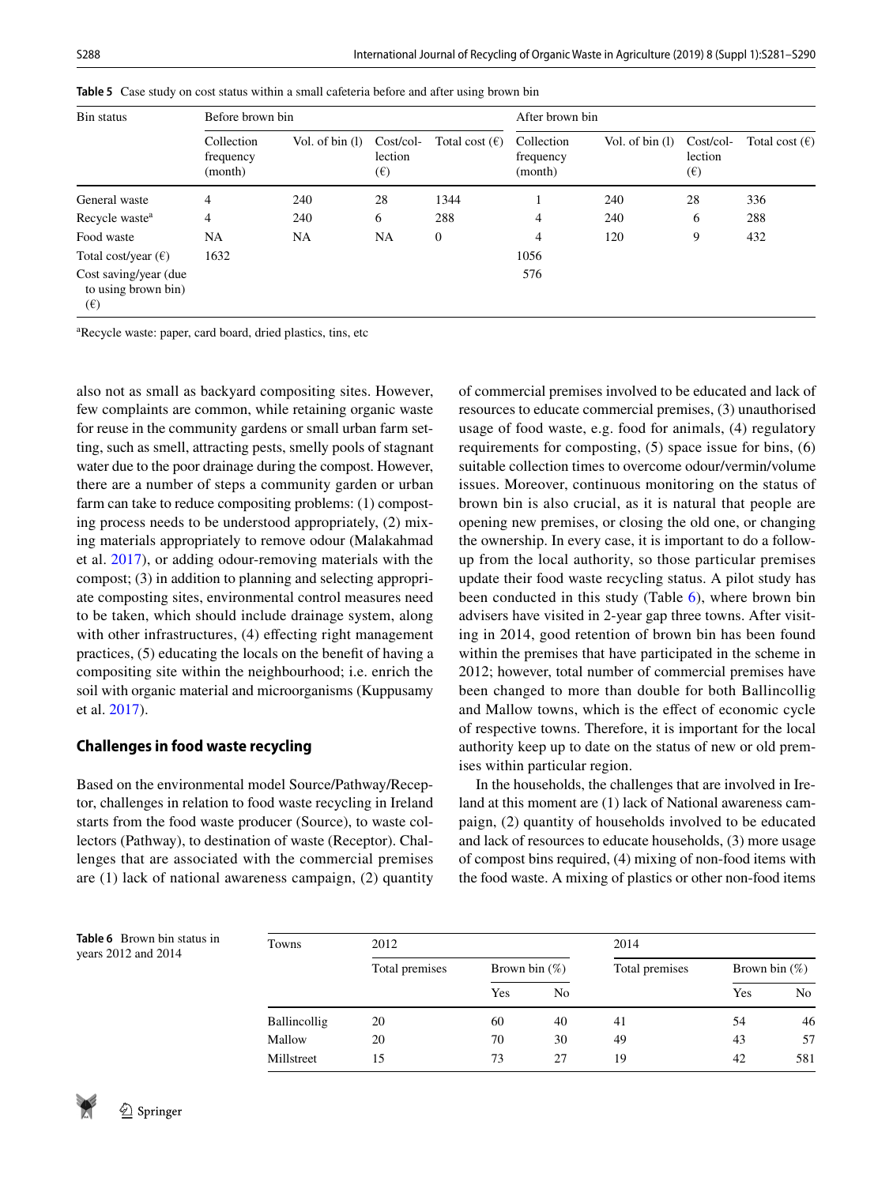**Table 5** Case study on cost status within a small cafeteria before and after using brown bin

| Bin status | Before brown bin | | | | After brown bin | | | |
|---|---|---|---|---|---|---|---|---|
| | Collection frequency (month) | Vol. of bin (l) | Cost/collection (€) | Total cost (€) | Collection frequency (month) | Vol. of bin (l) | Cost/collection (€) | Total cost (€) |
| General waste | 4 | 240 | 28 | 1344 | 1 | 240 | 28 | 336 |
| Recycle waste[a] | 4 | 240 | 6 | 288 | 4 | 240 | 6 | 288 |
| Food waste | NA | NA | NA | 0 | 4 | 120 | 9 | 432 |
| Total cost/year (€) | 1632 | | | | 1056 | | | |
| Cost saving/year (due to using brown bin) (€) | | | | | 576 | | | |

[a]Recycle waste: paper, card board, dried plastics, tins, etc

also not as small as backyard compositing sites. However, few complaints are common, while retaining organic waste for reuse in the community gardens or small urban farm setting, such as smell, attracting pests, smelly pools of stagnant water due to the poor drainage during the compost. However, there are a number of steps a community garden or urban farm can take to reduce compositing problems: (1) composting process needs to be understood appropriately, (2) mixing materials appropriately to remove odour (Malakahmad et al. 2017), or adding odour-removing materials with the compost; (3) in addition to planning and selecting appropriate composting sites, environmental control measures need to be taken, which should include drainage system, along with other infrastructures, (4) effecting right management practices, (5) educating the locals on the benefit of having a compositing site within the neighbourhood; i.e. enrich the soil with organic material and microorganisms (Kuppusamy et al. 2017).

## Challenges in food waste recycling

Based on the environmental model Source/Pathway/Receptor, challenges in relation to food waste recycling in Ireland starts from the food waste producer (Source), to waste collectors (Pathway), to destination of waste (Receptor). Challenges that are associated with the commercial premises are (1) lack of national awareness campaign, (2) quantity of commercial premises involved to be educated and lack of resources to educate commercial premises, (3) unauthorised usage of food waste, e.g. food for animals, (4) regulatory requirements for composting, (5) space issue for bins, (6) suitable collection times to overcome odour/vermin/volume issues. Moreover, continuous monitoring on the status of brown bin is also crucial, as it is natural that people are opening new premises, or closing the old one, or changing the ownership. In every case, it is important to do a follow-up from the local authority, so those particular premises update their food waste recycling status. A pilot study has been conducted in this study (Table 6), where brown bin advisers have visited in 2-year gap three towns. After visiting in 2014, good retention of brown bin has been found within the premises that have participated in the scheme in 2012; however, total number of commercial premises have been changed to more than double for both Ballincollig and Mallow towns, which is the effect of economic cycle of respective towns. Therefore, it is important for the local authority keep up to date on the status of new or old premises within particular region.

In the households, the challenges that are involved in Ireland at this moment are (1) lack of National awareness campaign, (2) quantity of households involved to be educated and lack of resources to educate households, (3) more usage of compost bins required, (4) mixing of non-food items with the food waste. A mixing of plastics or other non-food items

**Table 6** Brown bin status in years 2012 and 2014

| Towns | 2012 | | | 2014 | | |
|---|---|---|---|---|---|---|
| | Total premises | Brown bin (%) | | Total premises | Brown bin (%) | |
| | | Yes | No | | Yes | No |
| Ballincollig | 20 | 60 | 40 | 41 | 54 | 46 |
| Mallow | 20 | 70 | 30 | 49 | 43 | 57 |
| Millstreet | 15 | 73 | 27 | 19 | 42 | 581 |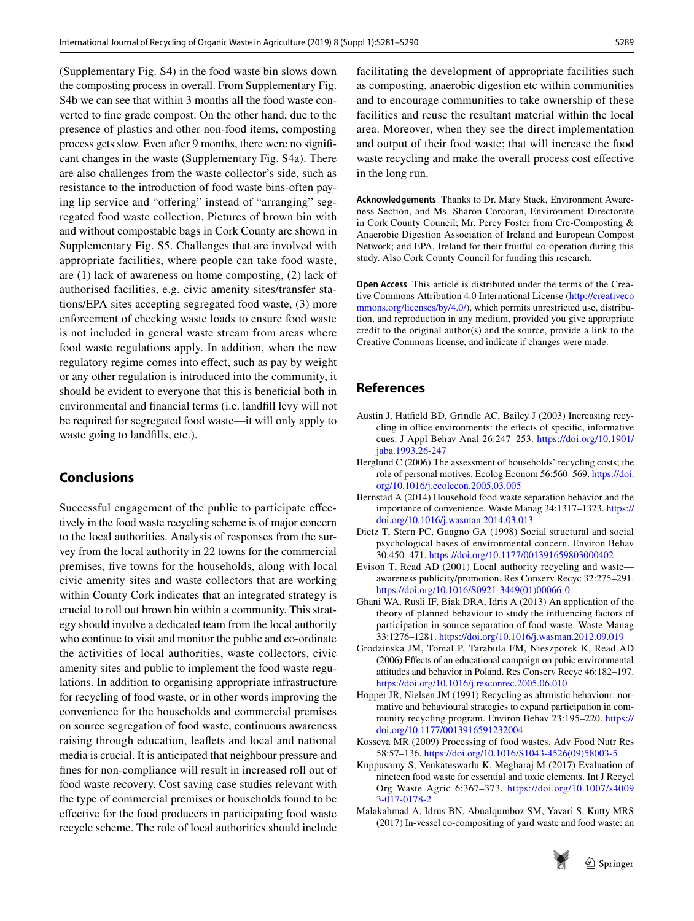(Supplementary Fig. S4) in the food waste bin slows down the composting process in overall. From Supplementary Fig. S4b we can see that within 3 months all the food waste converted to fine grade compost. On the other hand, due to the presence of plastics and other non-food items, composting process gets slow. Even after 9 months, there were no significant changes in the waste (Supplementary Fig. S4a). There are also challenges from the waste collector's side, such as resistance to the introduction of food waste bins-often paying lip service and "offering" instead of "arranging" segregated food waste collection. Pictures of brown bin with and without compostable bags in Cork County are shown in Supplementary Fig. S5. Challenges that are involved with appropriate facilities, where people can take food waste, are (1) lack of awareness on home composting, (2) lack of authorised facilities, e.g. civic amenity sites/transfer stations/EPA sites accepting segregated food waste, (3) more enforcement of checking waste loads to ensure food waste is not included in general waste stream from areas where food waste regulations apply. In addition, when the new regulatory regime comes into effect, such as pay by weight or any other regulation is introduced into the community, it should be evident to everyone that this is beneficial both in environmental and financial terms (i.e. landfill levy will not be required for segregated food waste—it will only apply to waste going to landfills, etc.).

## Conclusions

Successful engagement of the public to participate effectively in the food waste recycling scheme is of major concern to the local authorities. Analysis of responses from the survey from the local authority in 22 towns for the commercial premises, five towns for the households, along with local civic amenity sites and waste collectors that are working within County Cork indicates that an integrated strategy is crucial to roll out brown bin within a community. This strategy should involve a dedicated team from the local authority who continue to visit and monitor the public and co-ordinate the activities of local authorities, waste collectors, civic amenity sites and public to implement the food waste regulations. In addition to organising appropriate infrastructure for recycling of food waste, or in other words improving the convenience for the households and commercial premises on source segregation of food waste, continuous awareness raising through education, leaflets and local and national media is crucial. It is anticipated that neighbour pressure and fines for non-compliance will result in increased roll out of food waste recovery. Cost saving case studies relevant with the type of commercial premises or households found to be effective for the food producers in participating food waste recycle scheme. The role of local authorities should include facilitating the development of appropriate facilities such as composting, anaerobic digestion etc within communities and to encourage communities to take ownership of these facilities and reuse the resultant material within the local area. Moreover, when they see the direct implementation and output of their food waste; that will increase the food waste recycling and make the overall process cost effective in the long run.

**Acknowledgements** Thanks to Dr. Mary Stack, Environment Awareness Section, and Ms. Sharon Corcoran, Environment Directorate in Cork County Council; Mr. Percy Foster from Cre-Composting & Anaerobic Digestion Association of Ireland and European Compost Network; and EPA, Ireland for their fruitful co-operation during this study. Also Cork County Council for funding this research.

**Open Access** This article is distributed under the terms of the Creative Commons Attribution 4.0 International License (http://creativecommons.org/licenses/by/4.0/), which permits unrestricted use, distribution, and reproduction in any medium, provided you give appropriate credit to the original author(s) and the source, provide a link to the Creative Commons license, and indicate if changes were made.

## References

Austin J, Hatfield BD, Grindle AC, Bailey J (2003) Increasing recycling in office environments: the effects of specific, informative cues. J Appl Behav Anal 26:247–253. https://doi.org/10.1901/jaba.1993.26-247

Berglund C (2006) The assessment of households' recycling costs; the role of personal motives. Ecolog Econom 56:560–569. https://doi.org/10.1016/j.ecolecon.2005.03.005

Bernstad A (2014) Household food waste separation behavior and the importance of convenience. Waste Manag 34:1317–1323. https://doi.org/10.1016/j.wasman.2014.03.013

Dietz T, Stern PC, Guagno GA (1998) Social structural and social psychological bases of environmental concern. Environ Behav 30:450–471. https://doi.org/10.1177/001391659803000402

Evison T, Read AD (2001) Local authority recycling and waste—awareness publicity/promotion. Res Conserv Recyc 32:275–291. https://doi.org/10.1016/S0921-3449(01)00066-0

Ghani WA, Rusli IF, Biak DRA, Idris A (2013) An application of the theory of planned behaviour to study the influencing factors of participation in source separation of food waste. Waste Manag 33:1276–1281. https://doi.org/10.1016/j.wasman.2012.09.019

Grodzinska JM, Tomal P, Tarabula FM, Nieszporek K, Read AD (2006) Effects of an educational campaign on pubic environmental attitudes and behavior in Poland. Res Conserv Recyc 46:182–197. https://doi.org/10.1016/j.resconrec.2005.06.010

Hopper JR, Nielsen JM (1991) Recycling as altruistic behaviour: normative and behavioural strategies to expand participation in community recycling program. Environ Behav 23:195–220. https://doi.org/10.1177/0013916591232004

Kosseva MR (2009) Processing of food wastes. Adv Food Nutr Res 58:57–136. https://doi.org/10.1016/S1043-4526(09)58003-5

Kuppusamy S, Venkateswarlu K, Megharaj M (2017) Evaluation of nineteen food waste for essential and toxic elements. Int J Recycl Org Waste Agric 6:367–373. https://doi.org/10.1007/s40093-017-0178-2

Malakahmad A, Idrus BN, Abualqumboz SM, Yavari S, Kutty MRS (2017) In-vessel co-compositing of yard waste and food waste: an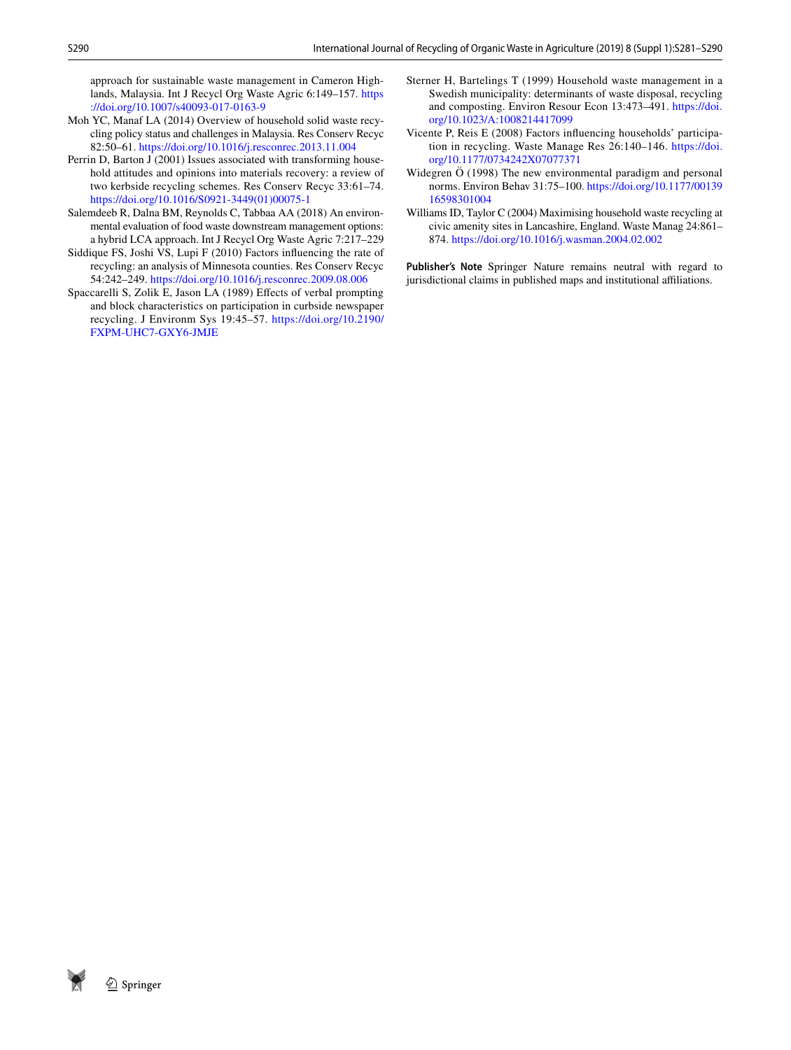approach for sustainable waste management in Cameron Highlands, Malaysia. Int J Recycl Org Waste Agric 6:149–157. https://doi.org/10.1007/s40093-017-0163-9

Moh YC, Manaf LA (2014) Overview of household solid waste recycling policy status and challenges in Malaysia. Res Conserv Recyc 82:50–61. https://doi.org/10.1016/j.resconrec.2013.11.004

Perrin D, Barton J (2001) Issues associated with transforming household attitudes and opinions into materials recovery: a review of two kerbside recycling schemes. Res Conserv Recyc 33:61–74. https://doi.org/10.1016/S0921-3449(01)00075-1

Salemdeeb R, Dalna BM, Reynolds C, Tabbaa AA (2018) An environmental evaluation of food waste downstream management options: a hybrid LCA approach. Int J Recycl Org Waste Agric 7:217–229

Siddique FS, Joshi VS, Lupi F (2010) Factors influencing the rate of recycling: an analysis of Minnesota counties. Res Conserv Recyc 54:242–249. https://doi.org/10.1016/j.resconrec.2009.08.006

Spaccarelli S, Zolik E, Jason LA (1989) Effects of verbal prompting and block characteristics on participation in curbside newspaper recycling. J Environm Sys 19:45–57. https://doi.org/10.2190/FXPM-UHC7-GXY6-JMJE

Sterner H, Bartelings T (1999) Household waste management in a Swedish municipality: determinants of waste disposal, recycling and composting. Environ Resour Econ 13:473–491. https://doi.org/10.1023/A:1008214417099

Vicente P, Reis E (2008) Factors influencing households' participation in recycling. Waste Manage Res 26:140–146. https://doi.org/10.1177/0734242X07077371

Widegren Ö (1998) The new environmental paradigm and personal norms. Environ Behav 31:75–100. https://doi.org/10.1177/0013916598301004

Williams ID, Taylor C (2004) Maximising household waste recycling at civic amenity sites in Lancashire, England. Waste Manag 24:861–874. https://doi.org/10.1016/j.wasman.2004.02.002

**Publisher's Note** Springer Nature remains neutral with regard to jurisdictional claims in published maps and institutional affiliations.